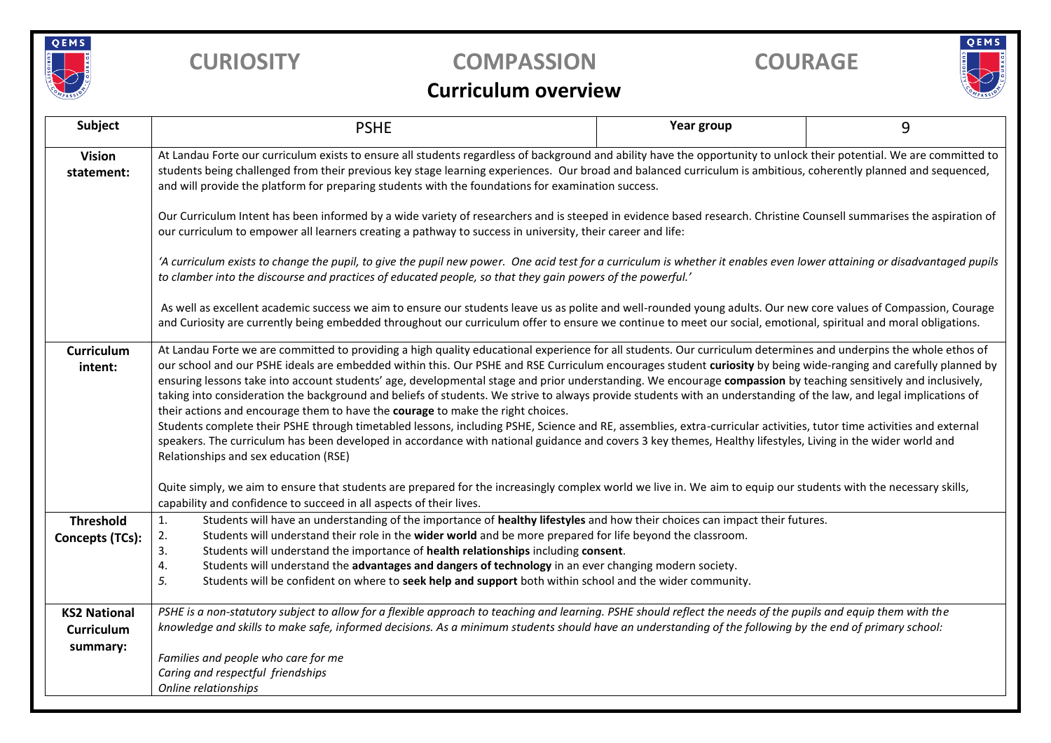# CURIOSITY COMPASSION COURAGE

## Curriculum overview

| Subject | PSHE | Year group | 9 |
|---|---|---|---|
| **Vision statement:** | At Landau Forte our curriculum exists to ensure all students regardless of background and ability have the opportunity to unlock their potential. We are committed to students being challenged from their previous key stage learning experiences. Our broad and balanced curriculum is ambitious, coherently planned and sequenced, and will provide the platform for preparing students with the foundations for examination success.<br><br>Our Curriculum Intent has been informed by a wide variety of researchers and is steeped in evidence based research. Christine Counsell summarises the aspiration of our curriculum to empower all learners creating a pathway to success in university, their career and life:<br><br>*'A curriculum exists to change the pupil, to give the pupil new power. One acid test for a curriculum is whether it enables even lower attaining or disadvantaged pupils to clamber into the discourse and practices of educated people, so that they gain powers of the powerful.'*<br><br>As well as excellent academic success we aim to ensure our students leave us as polite and well-rounded young adults. Our new core values of Compassion, Courage and Curiosity are currently being embedded throughout our curriculum offer to ensure we continue to meet our social, emotional, spiritual and moral obligations. | | |
| **Curriculum intent:** | At Landau Forte we are committed to providing a high quality educational experience for all students. Our curriculum determines and underpins the whole ethos of our school and our PSHE ideals are embedded within this. Our PSHE and RSE Curriculum encourages student **curiosity** by being wide-ranging and carefully planned by ensuring lessons take into account students' age, developmental stage and prior understanding. We encourage **compassion** by teaching sensitively and inclusively, taking into consideration the background and beliefs of students. We strive to always provide students with an understanding of the law, and legal implications of their actions and encourage them to have the **courage** to make the right choices.<br>Students complete their PSHE through timetabled lessons, including PSHE, Science and RE, assemblies, extra-curricular activities, tutor time activities and external speakers. The curriculum has been developed in accordance with national guidance and covers 3 key themes, Healthy lifestyles, Living in the wider world and Relationships and sex education (RSE)<br><br>Quite simply, we aim to ensure that students are prepared for the increasingly complex world we live in. We aim to equip our students with the necessary skills, capability and confidence to succeed in all aspects of their lives. | | |
| **Threshold Concepts (TCs):** | 1. Students will have an understanding of the importance of **healthy lifestyles** and how their choices can impact their futures.<br>2. Students will understand their role in the **wider world** and be more prepared for life beyond the classroom.<br>3. Students will understand the importance of **health relationships** including **consent**.<br>4. Students will understand the **advantages and dangers of technology** in an ever changing modern society.<br>5. Students will be confident on where to **seek help and support** both within school and the wider community. | | |
| **KS2 National Curriculum summary:** | *PSHE is a non-statutory subject to allow for a flexible approach to teaching and learning. PSHE should reflect the needs of the pupils and equip them with the knowledge and skills to make safe, informed decisions. As a minimum students should have an understanding of the following by the end of primary school:*<br><br>*Families and people who care for me*<br>*Caring and respectful friendships*<br>*Online relationships* | | |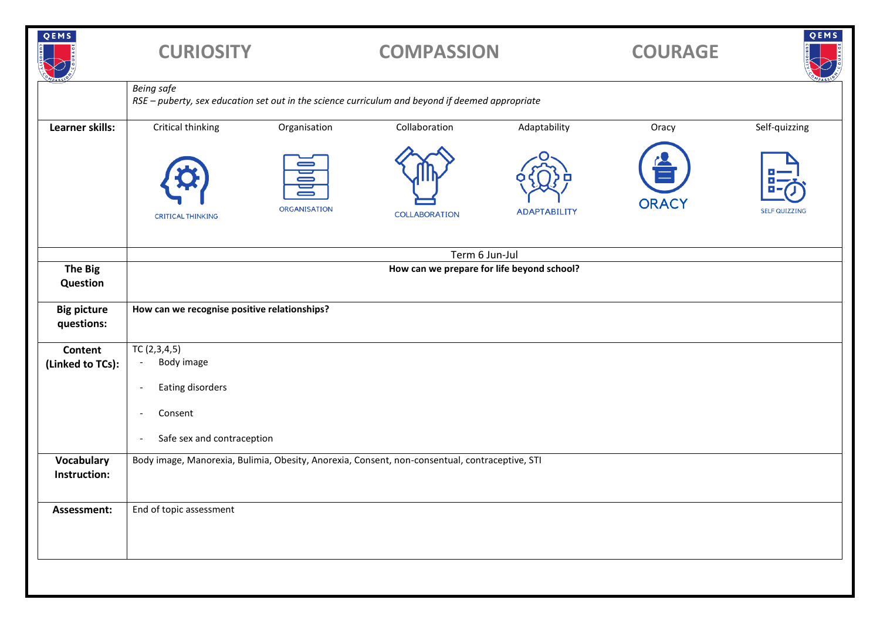**CURIOSITY** **COMPASSION** **COURAGE**

| | | | | | | |
|---|---|---|---|---|---|---|
| | *Being safe*<br>*RSE – puberty, sex education set out in the science curriculum and beyond if deemed appropriate* | | | | | |
| **Learner skills:** | Critical thinking<br>CRITICAL THINKING | Organisation<br>ORGANISATION | Collaboration<br>COLLABORATION | Adaptability<br>ADAPTABILITY | Oracy<br>ORACY | Self-quizzing<br>SELF QUIZZING |
| | Term 6 Jun-Jul | | | | | |
| **The Big Question** | **How can we prepare for life beyond school?** | | | | | |
| **Big picture questions:** | **How can we recognise positive relationships?** | | | | | |
| **Content (Linked to TCs):** | TC (2,3,4,5)<br>- Body image<br>- Eating disorders<br>- Consent<br>- Safe sex and contraception | | | | | |
| **Vocabulary Instruction:** | Body image, Manorexia, Bulimia, Obesity, Anorexia, Consent, non-consentual, contraceptive, STI | | | | | |
| **Assessment:** | End of topic assessment | | | | | |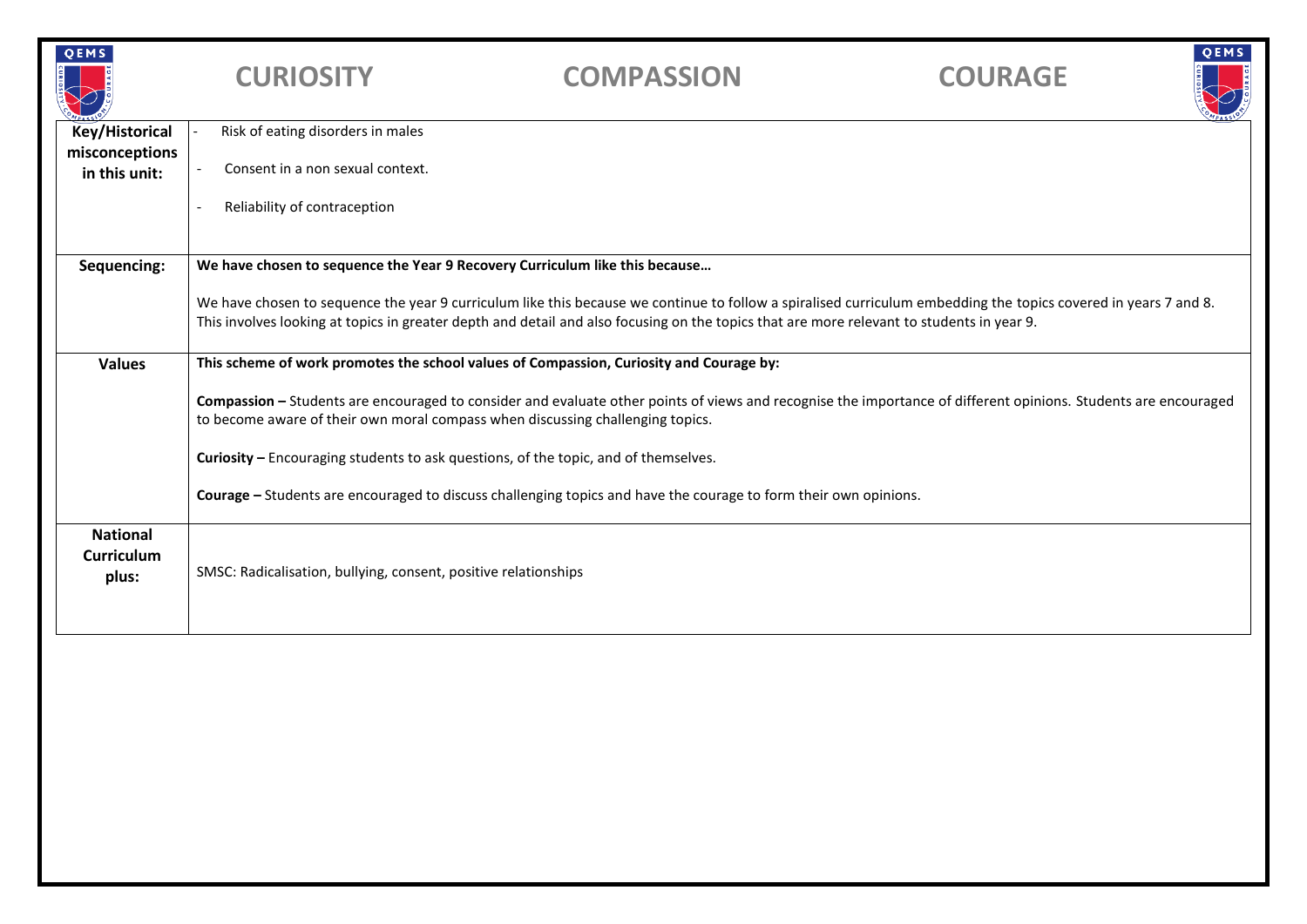**CURIOSITY** **COMPASSION** **COURAGE**

| | |
|---|---|
| **Key/Historical misconceptions in this unit:** | - Risk of eating disorders in males<br>- Consent in a non sexual context.<br>- Reliability of contraception |
| **Sequencing:** | **We have chosen to sequence the Year 9 Recovery Curriculum like this because…**<br><br>We have chosen to sequence the year 9 curriculum like this because we continue to follow a spiralised curriculum embedding the topics covered in years 7 and 8. This involves looking at topics in greater depth and detail and also focusing on the topics that are more relevant to students in year 9. |
| **Values** | **This scheme of work promotes the school values of Compassion, Curiosity and Courage by:**<br><br>**Compassion –** Students are encouraged to consider and evaluate other points of views and recognise the importance of different opinions. Students are encouraged to become aware of their own moral compass when discussing challenging topics.<br><br>**Curiosity –** Encouraging students to ask questions, of the topic, and of themselves.<br><br>**Courage –** Students are encouraged to discuss challenging topics and have the courage to form their own opinions. |
| **National Curriculum plus:** | SMSC: Radicalisation, bullying, consent, positive relationships |